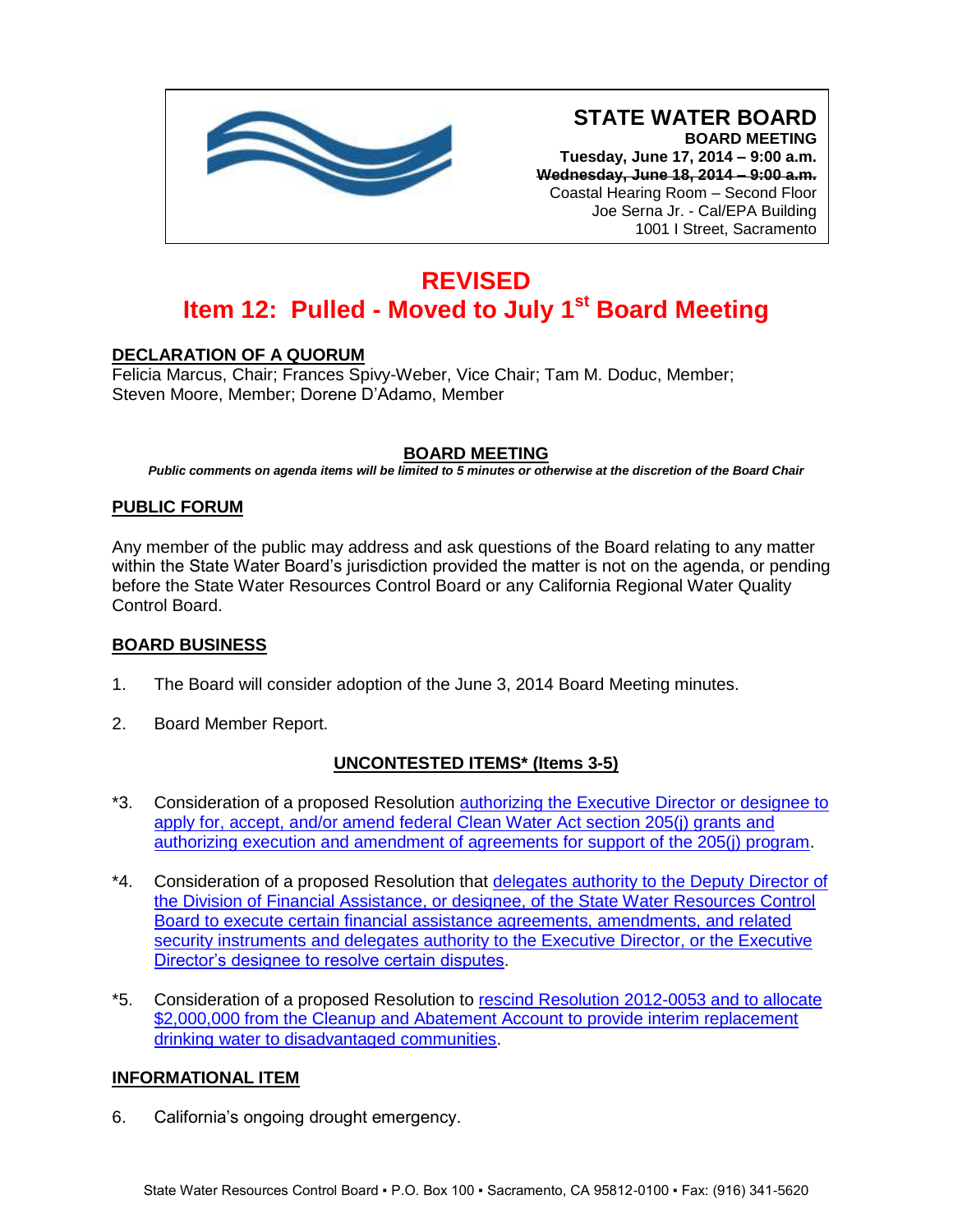# STATE WATER BOARD

**BOARD MEETING**

**Tuesday, June 17, 2014 – 9:00 a.m.**

**~~Wednesday, June 18, 2014 – 9:00 a.m.~~**

Coastal Hearing Room – Second Floor

Joe Serna Jr. - Cal/EPA Building

1001 I Street, Sacramento

# REVISED

# Item 12: Pulled - Moved to July 1st Board Meeting

## DECLARATION OF A QUORUM

Felicia Marcus, Chair; Frances Spivy-Weber, Vice Chair; Tam M. Doduc, Member; Steven Moore, Member; Dorene D'Adamo, Member

## BOARD MEETING

***Public comments on agenda items will be limited to 5 minutes or otherwise at the discretion of the Board Chair***

## PUBLIC FORUM

Any member of the public may address and ask questions of the Board relating to any matter within the State Water Board's jurisdiction provided the matter is not on the agenda, or pending before the State Water Resources Control Board or any California Regional Water Quality Control Board.

## BOARD BUSINESS

1. The Board will consider adoption of the June 3, 2014 Board Meeting minutes.

2. Board Member Report.

## UNCONTESTED ITEMS* (Items 3-5)

*3. Consideration of a proposed Resolution authorizing the Executive Director or designee to apply for, accept, and/or amend federal Clean Water Act section 205(j) grants and authorizing execution and amendment of agreements for support of the 205(j) program.

*4. Consideration of a proposed Resolution that delegates authority to the Deputy Director of the Division of Financial Assistance, or designee, of the State Water Resources Control Board to execute certain financial assistance agreements, amendments, and related security instruments and delegates authority to the Executive Director, or the Executive Director's designee to resolve certain disputes.

*5. Consideration of a proposed Resolution to rescind Resolution 2012-0053 and to allocate $2,000,000 from the Cleanup and Abatement Account to provide interim replacement drinking water to disadvantaged communities.

## INFORMATIONAL ITEM

6. California's ongoing drought emergency.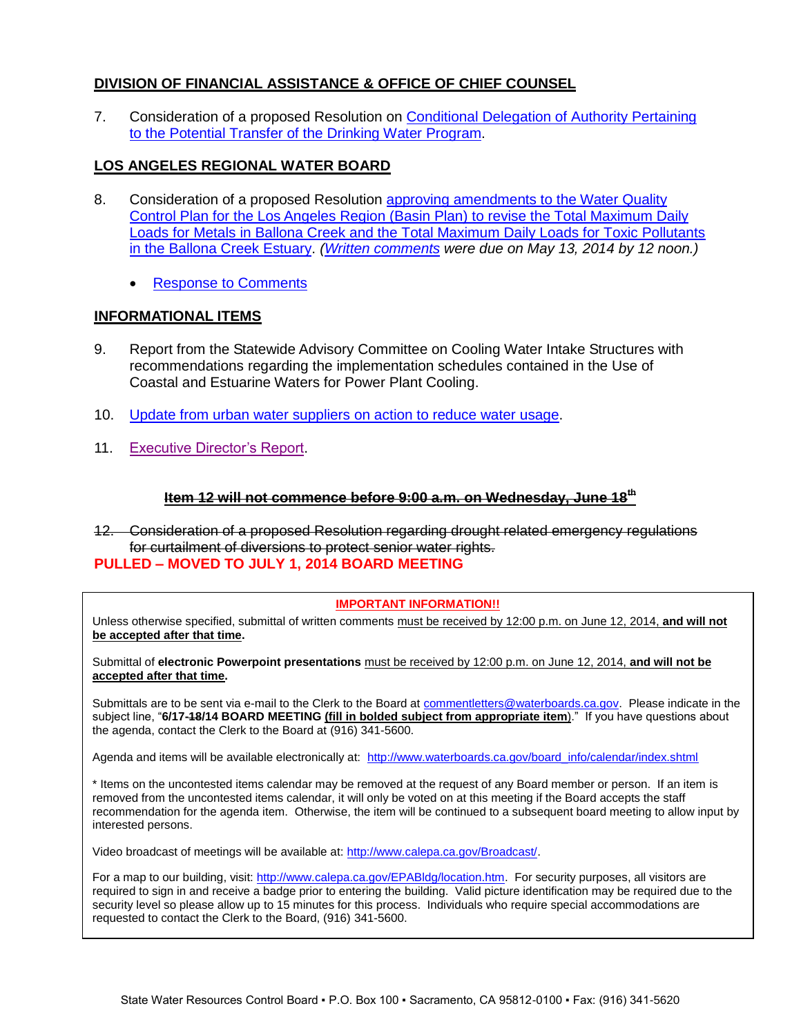## DIVISION OF FINANCIAL ASSISTANCE & OFFICE OF CHIEF COUNSEL

7. Consideration of a proposed Resolution on Conditional Delegation of Authority Pertaining to the Potential Transfer of the Drinking Water Program.

## LOS ANGELES REGIONAL WATER BOARD

8. Consideration of a proposed Resolution approving amendments to the Water Quality Control Plan for the Los Angeles Region (Basin Plan) to revise the Total Maximum Daily Loads for Metals in Ballona Creek and the Total Maximum Daily Loads for Toxic Pollutants in the Ballona Creek Estuary. *(Written comments were due on May 13, 2014 by 12 noon.)*

   - Response to Comments

## INFORMATIONAL ITEMS

9. Report from the Statewide Advisory Committee on Cooling Water Intake Structures with recommendations regarding the implementation schedules contained in the Use of Coastal and Estuarine Waters for Power Plant Cooling.

10. Update from urban water suppliers on action to reduce water usage.

11. Executive Director's Report.

~~**Item 12 will not commence before 9:00 a.m. on Wednesday, June 18th**~~

~~12. Consideration of a proposed Resolution regarding drought related emergency regulations for curtailment of diversions to protect senior water rights.~~

**PULLED – MOVED TO JULY 1, 2014 BOARD MEETING**

---

**IMPORTANT INFORMATION!!**

Unless otherwise specified, submittal of written comments must be received by 12:00 p.m. on June 12, 2014, **and will not be accepted after that time.**

Submittal of **electronic Powerpoint presentations** must be received by 12:00 p.m. on June 12, 2014, **and will not be accepted after that time.**

Submittals are to be sent via e-mail to the Clerk to the Board at commentletters@waterboards.ca.gov. Please indicate in the subject line, "**6/17-~~18~~/14 BOARD MEETING (fill in bolded subject from appropriate item)**." If you have questions about the agenda, contact the Clerk to the Board at (916) 341-5600.

Agenda and items will be available electronically at: http://www.waterboards.ca.gov/board_info/calendar/index.shtml

* Items on the uncontested items calendar may be removed at the request of any Board member or person. If an item is removed from the uncontested items calendar, it will only be voted on at this meeting if the Board accepts the staff recommendation for the agenda item. Otherwise, the item will be continued to a subsequent board meeting to allow input by interested persons.

Video broadcast of meetings will be available at: http://www.calepa.ca.gov/Broadcast/.

For a map to our building, visit: http://www.calepa.ca.gov/EPABldg/location.htm. For security purposes, all visitors are required to sign in and receive a badge prior to entering the building. Valid picture identification may be required due to the security level so please allow up to 15 minutes for this process. Individuals who require special accommodations are requested to contact the Clerk to the Board, (916) 341-5600.

State Water Resources Control Board ▪ P.O. Box 100 ▪ Sacramento, CA 95812-0100 ▪ Fax: (916) 341-5620